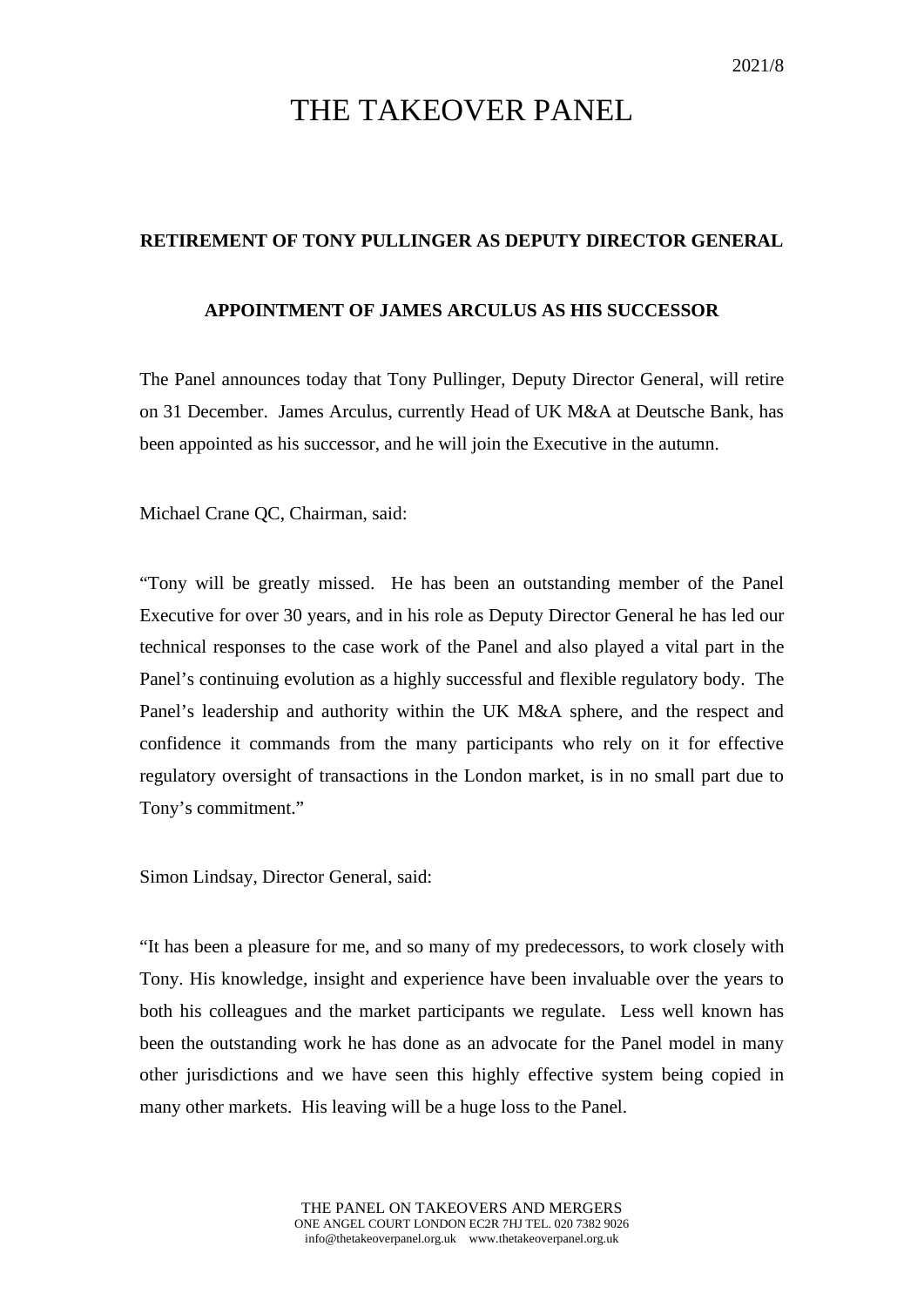2021/8

# THE TAKEOVER PANEL

**RETIREMENT OF TONY PULLINGER AS DEPUTY DIRECTOR GENERAL**

**APPOINTMENT OF JAMES ARCULUS AS HIS SUCCESSOR**

The Panel announces today that Tony Pullinger, Deputy Director General, will retire on 31 December. James Arculus, currently Head of UK M&A at Deutsche Bank, has been appointed as his successor, and he will join the Executive in the autumn.

Michael Crane QC, Chairman, said:

"Tony will be greatly missed. He has been an outstanding member of the Panel Executive for over 30 years, and in his role as Deputy Director General he has led our technical responses to the case work of the Panel and also played a vital part in the Panel's continuing evolution as a highly successful and flexible regulatory body. The Panel's leadership and authority within the UK M&A sphere, and the respect and confidence it commands from the many participants who rely on it for effective regulatory oversight of transactions in the London market, is in no small part due to Tony's commitment."

Simon Lindsay, Director General, said:

"It has been a pleasure for me, and so many of my predecessors, to work closely with Tony. His knowledge, insight and experience have been invaluable over the years to both his colleagues and the market participants we regulate. Less well known has been the outstanding work he has done as an advocate for the Panel model in many other jurisdictions and we have seen this highly effective system being copied in many other markets. His leaving will be a huge loss to the Panel.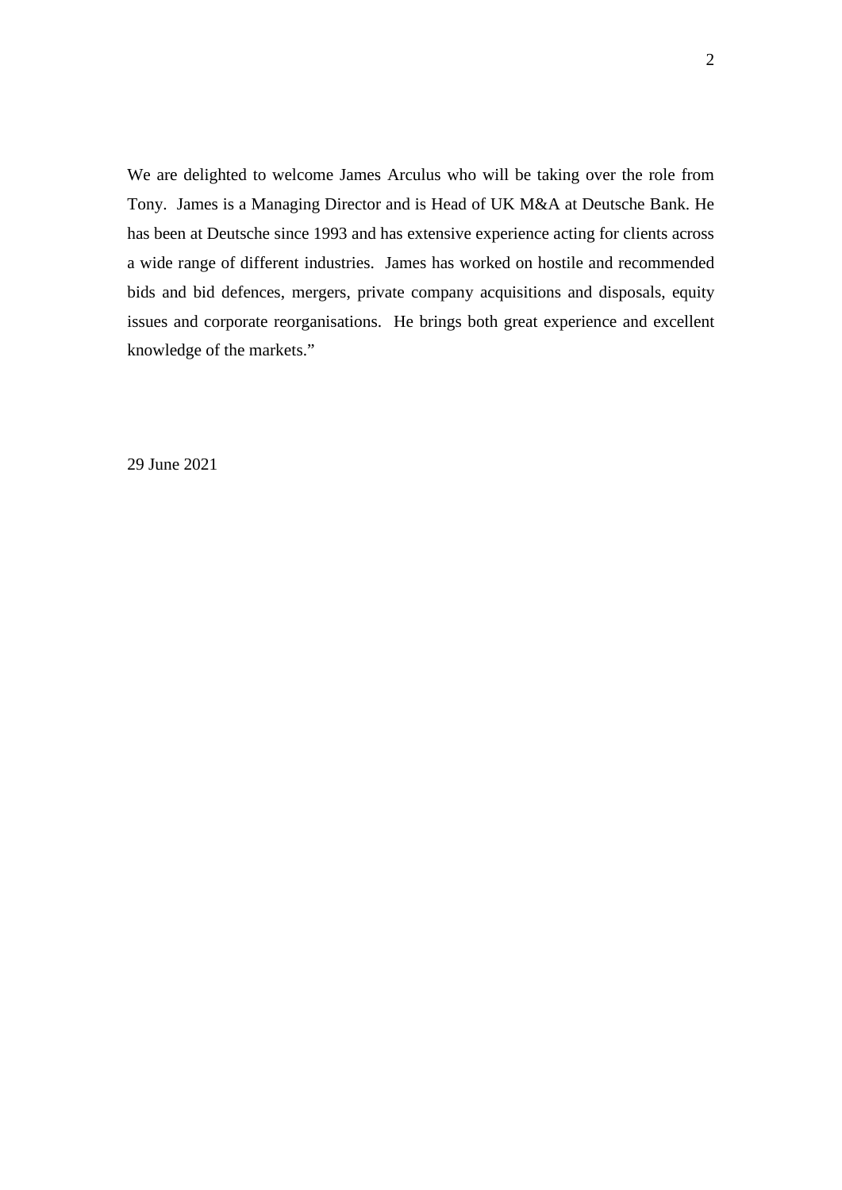We are delighted to welcome James Arculus who will be taking over the role from Tony. James is a Managing Director and is Head of UK M&A at Deutsche Bank. He has been at Deutsche since 1993 and has extensive experience acting for clients across a wide range of different industries. James has worked on hostile and recommended bids and bid defences, mergers, private company acquisitions and disposals, equity issues and corporate reorganisations. He brings both great experience and excellent knowledge of the markets."

29 June 2021